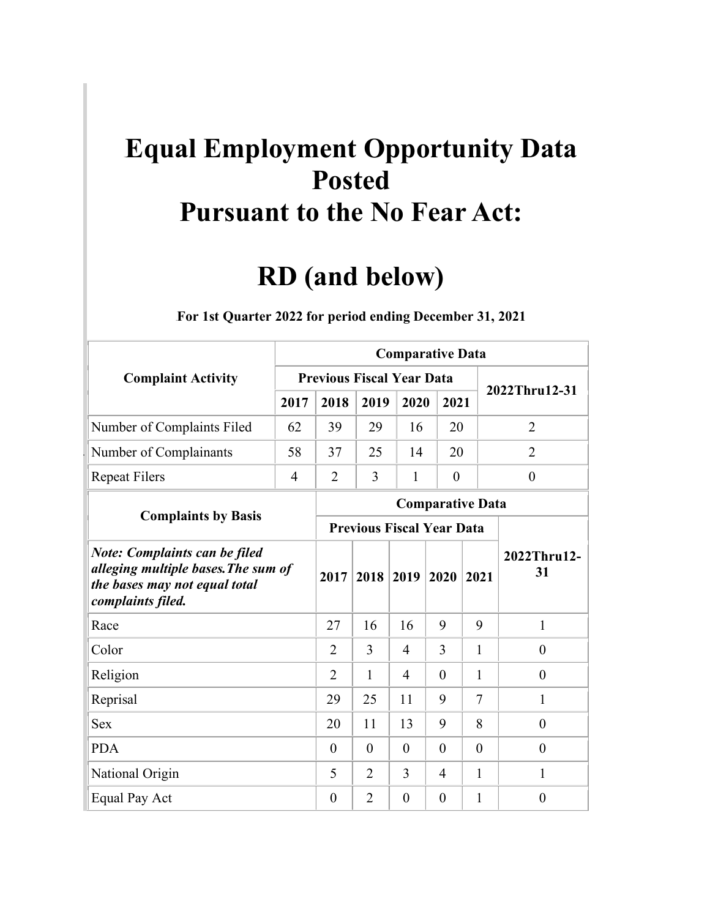# Equal Employment Opportunity Data Posted Pursuant to the No Fear Act:

# RD (and below)

**For 1st Quarter 2022 for period ending December 31, 2021**

| Complaint Activity | Comparative Data | | | | | |
|---|---|---|---|---|---|---|
| | Previous Fiscal Year Data | | | | | 2022Thru12-31 |
| | 2017 | 2018 | 2019 | 2020 | 2021 | |
| Number of Complaints Filed | 62 | 39 | 29 | 16 | 20 | 2 |
| Number of Complainants | 58 | 37 | 25 | 14 | 20 | 2 |
| Repeat Filers | 4 | 2 | 3 | 1 | 0 | 0 |

| Complaints by Basis | Comparative Data | | | | | |
|---|---|---|---|---|---|---|
| | Previous Fiscal Year Data | | | | | 2022Thru12-31 |
| ***Note: Complaints can be filed alleging multiple bases.The sum of the bases may not equal total complaints filed.*** | 2017 | 2018 | 2019 | 2020 | 2021 | |
| Race | 27 | 16 | 16 | 9 | 9 | 1 |
| Color | 2 | 3 | 4 | 3 | 1 | 0 |
| Religion | 2 | 1 | 4 | 0 | 1 | 0 |
| Reprisal | 29 | 25 | 11 | 9 | 7 | 1 |
| Sex | 20 | 11 | 13 | 9 | 8 | 0 |
| PDA | 0 | 0 | 0 | 0 | 0 | 0 |
| National Origin | 5 | 2 | 3 | 4 | 1 | 1 |
| Equal Pay Act | 0 | 2 | 0 | 0 | 1 | 0 |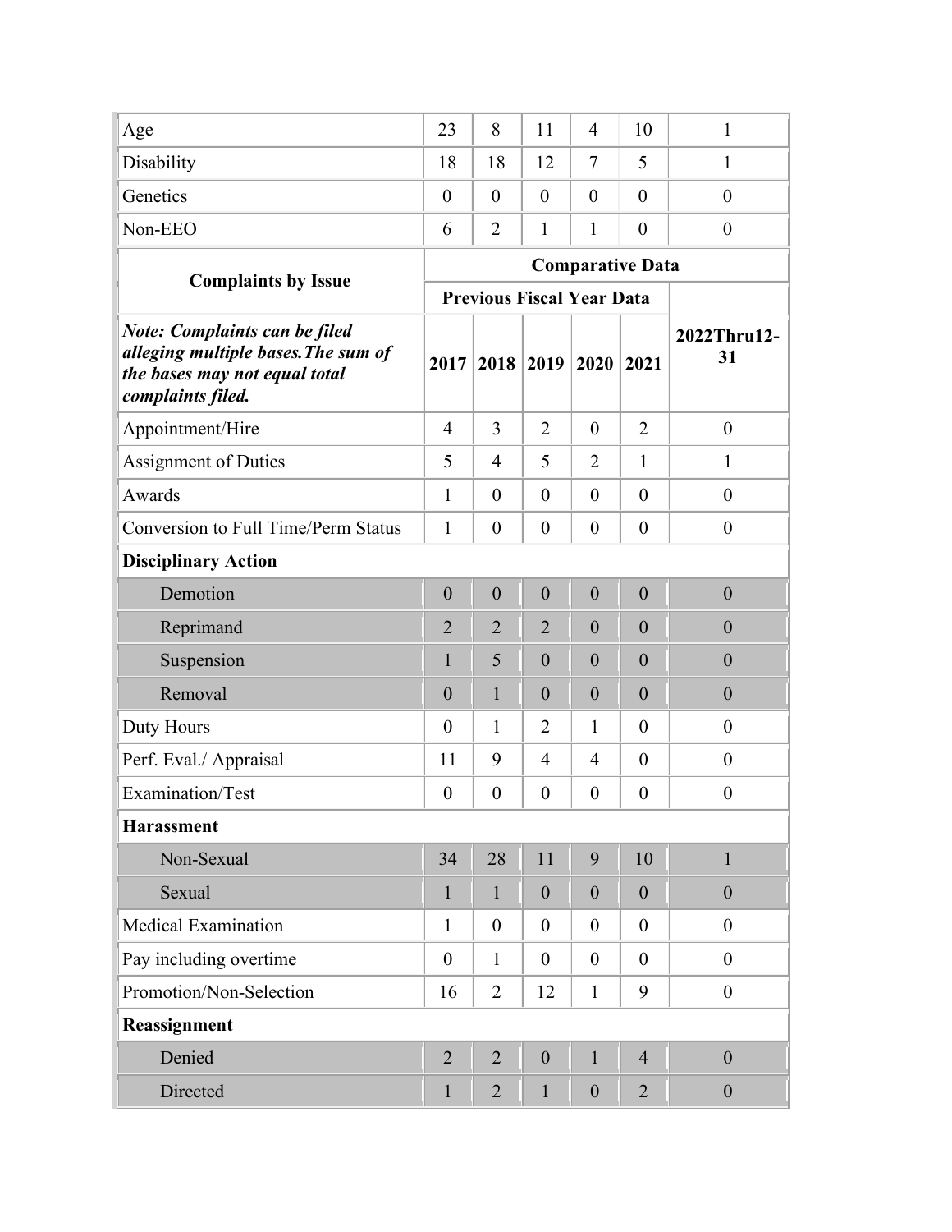| | | | | | | |
|---|---|---|---|---|---|---|
| Age | 23 | 8 | 11 | 4 | 10 | 1 |
| Disability | 18 | 18 | 12 | 7 | 5 | 1 |
| Genetics | 0 | 0 | 0 | 0 | 0 | 0 |
| Non-EEO | 6 | 2 | 1 | 1 | 0 | 0 |

| **Complaints by Issue** | **Comparative Data** | | | | | |
|---|---|---|---|---|---|---|
| | **Previous Fiscal Year Data** | | | | | |
| ***Note: Complaints can be filed alleging multiple bases. The sum of the bases may not equal total complaints filed.*** | **2017** | **2018** | **2019** | **2020** | **2021** | **2022Thru12-31** |
| Appointment/Hire | 4 | 3 | 2 | 0 | 2 | 0 |
| Assignment of Duties | 5 | 4 | 5 | 2 | 1 | 1 |
| Awards | 1 | 0 | 0 | 0 | 0 | 0 |
| Conversion to Full Time/Perm Status | 1 | 0 | 0 | 0 | 0 | 0 |
| **Disciplinary Action** | | | | | | |
| Demotion | 0 | 0 | 0 | 0 | 0 | 0 |
| Reprimand | 2 | 2 | 2 | 0 | 0 | 0 |
| Suspension | 1 | 5 | 0 | 0 | 0 | 0 |
| Removal | 0 | 1 | 0 | 0 | 0 | 0 |
| Duty Hours | 0 | 1 | 2 | 1 | 0 | 0 |
| Perf. Eval./ Appraisal | 11 | 9 | 4 | 4 | 0 | 0 |
| Examination/Test | 0 | 0 | 0 | 0 | 0 | 0 |
| **Harassment** | | | | | | |
| Non-Sexual | 34 | 28 | 11 | 9 | 10 | 1 |
| Sexual | 1 | 1 | 0 | 0 | 0 | 0 |
| Medical Examination | 1 | 0 | 0 | 0 | 0 | 0 |
| Pay including overtime | 0 | 1 | 0 | 0 | 0 | 0 |
| Promotion/Non-Selection | 16 | 2 | 12 | 1 | 9 | 0 |
| **Reassignment** | | | | | | |
| Denied | 2 | 2 | 0 | 1 | 4 | 0 |
| Directed | 1 | 2 | 1 | 0 | 2 | 0 |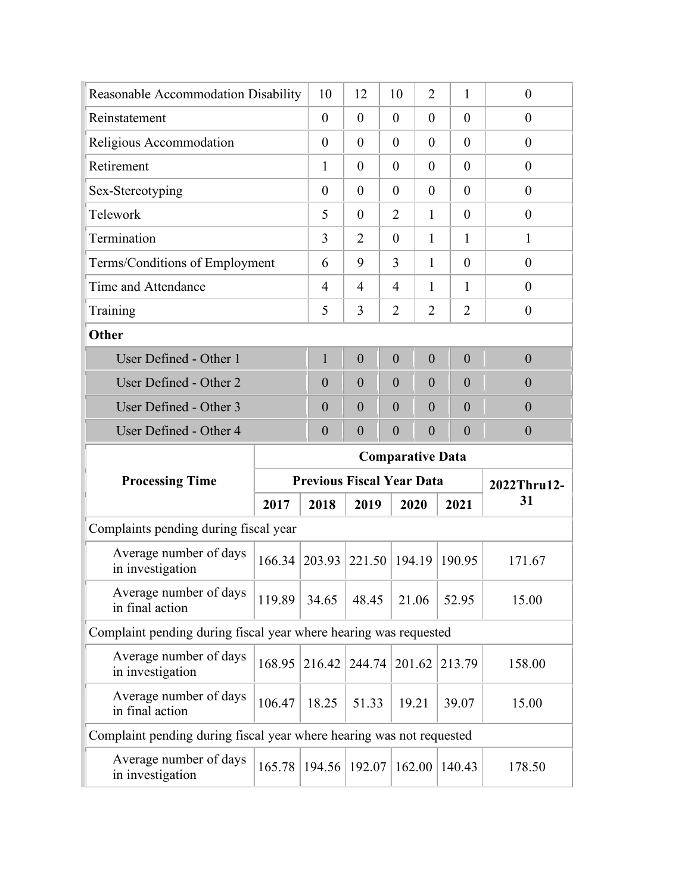| Reasonable Accommodation Disability | 10 | 12 | 10 | 2 | 1 | 0 |
|---|---|---|---|---|---|---|
| Reinstatement | 0 | 0 | 0 | 0 | 0 | 0 |
| Religious Accommodation | 0 | 0 | 0 | 0 | 0 | 0 |
| Retirement | 1 | 0 | 0 | 0 | 0 | 0 |
| Sex-Stereotyping | 0 | 0 | 0 | 0 | 0 | 0 |
| Telework | 5 | 0 | 2 | 1 | 0 | 0 |
| Termination | 3 | 2 | 0 | 1 | 1 | 1 |
| Terms/Conditions of Employment | 6 | 9 | 3 | 1 | 0 | 0 |
| Time and Attendance | 4 | 4 | 4 | 1 | 1 | 0 |
| Training | 5 | 3 | 2 | 2 | 2 | 0 |
| **Other** | | | | | | |
| User Defined - Other 1 | 1 | 0 | 0 | 0 | 0 | 0 |
| User Defined - Other 2 | 0 | 0 | 0 | 0 | 0 | 0 |
| User Defined - Other 3 | 0 | 0 | 0 | 0 | 0 | 0 |
| User Defined - Other 4 | 0 | 0 | 0 | 0 | 0 | 0 |

| **Processing Time** | **Comparative Data** | | | | | |
|---|---|---|---|---|---|---|
| | **Previous Fiscal Year Data** | | | | | **2022Thru12-31** |
| | **2017** | **2018** | **2019** | **2020** | **2021** | |
| Complaints pending during fiscal year | | | | | | |
| Average number of days in investigation | 166.34 | 203.93 | 221.50 | 194.19 | 190.95 | 171.67 |
| Average number of days in final action | 119.89 | 34.65 | 48.45 | 21.06 | 52.95 | 15.00 |
| Complaint pending during fiscal year where hearing was requested | | | | | | |
| Average number of days in investigation | 168.95 | 216.42 | 244.74 | 201.62 | 213.79 | 158.00 |
| Average number of days in final action | 106.47 | 18.25 | 51.33 | 19.21 | 39.07 | 15.00 |
| Complaint pending during fiscal year where hearing was not requested | | | | | | |
| Average number of days in investigation | 165.78 | 194.56 | 192.07 | 162.00 | 140.43 | 178.50 |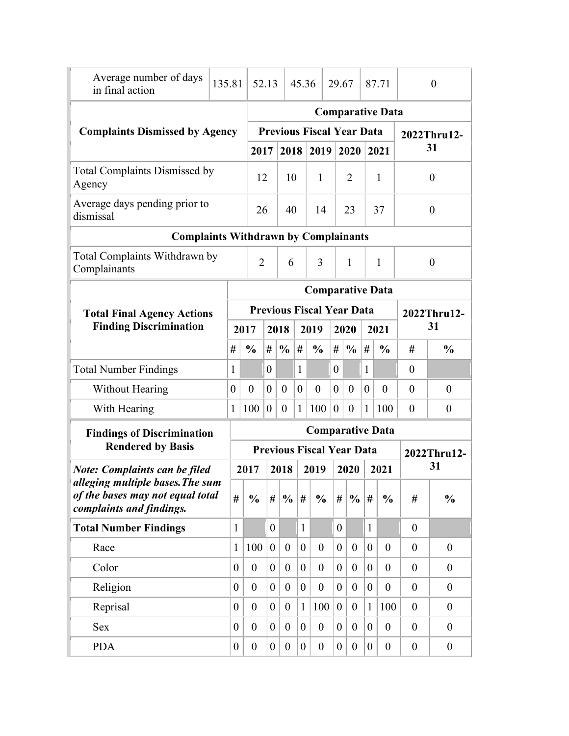| Average number of days in final action | 135.81 | 52.13 | 45.36 | 29.67 | 87.71 | 0 |
|---|---|---|---|---|---|---|

| Complaints Dismissed by Agency | Comparative Data | | | | | |
|---|---|---|---|---|---|---|
| | Previous Fiscal Year Data | | | | | 2022Thru12-31 |
| | 2017 | 2018 | 2019 | 2020 | 2021 | |
| Total Complaints Dismissed by Agency | 12 | 10 | 1 | 2 | 1 | 0 |
| Average days pending prior to dismissal | 26 | 40 | 14 | 23 | 37 | 0 |
| **Complaints Withdrawn by Complainants** | | | | | | |
| Total Complaints Withdrawn by Complainants | 2 | 6 | 3 | 1 | 1 | 0 |

| Total Final Agency Actions Finding Discrimination | Comparative Data | | | | | | | | | | | |
|---|---|---|---|---|---|---|---|---|---|---|---|---|
| | Previous Fiscal Year Data | | | | | | | | | | 2022Thru12-31 | |
| | 2017 | | 2018 | | 2019 | | 2020 | | 2021 | | | |
| | # | % | # | % | # | % | # | % | # | % | # | % |
| Total Number Findings | 1 | | 0 | | 1 | | 0 | | 1 | | 0 | |
| Without Hearing | 0 | 0 | 0 | 0 | 0 | 0 | 0 | 0 | 0 | 0 | 0 | 0 |
| With Hearing | 1 | 100 | 0 | 0 | 1 | 100 | 0 | 0 | 1 | 100 | 0 | 0 |

| Findings of Discrimination Rendered by Basis | Comparative Data | | | | | | | | | | | |
|---|---|---|---|---|---|---|---|---|---|---|---|---|
| | Previous Fiscal Year Data | | | | | | | | | | 2022Thru12-31 | |
| *Note: Complaints can be filed alleging multiple bases.The sum of the bases may not equal total complaints and findings.* | 2017 | | 2018 | | 2019 | | 2020 | | 2021 | | | |
| | # | % | # | % | # | % | # | % | # | % | # | % |
| **Total Number Findings** | 1 | | 0 | | 1 | | 0 | | 1 | | 0 | |
| Race | 1 | 100 | 0 | 0 | 0 | 0 | 0 | 0 | 0 | 0 | 0 | 0 |
| Color | 0 | 0 | 0 | 0 | 0 | 0 | 0 | 0 | 0 | 0 | 0 | 0 |
| Religion | 0 | 0 | 0 | 0 | 0 | 0 | 0 | 0 | 0 | 0 | 0 | 0 |
| Reprisal | 0 | 0 | 0 | 0 | 1 | 100 | 0 | 0 | 1 | 100 | 0 | 0 |
| Sex | 0 | 0 | 0 | 0 | 0 | 0 | 0 | 0 | 0 | 0 | 0 | 0 |
| PDA | 0 | 0 | 0 | 0 | 0 | 0 | 0 | 0 | 0 | 0 | 0 | 0 |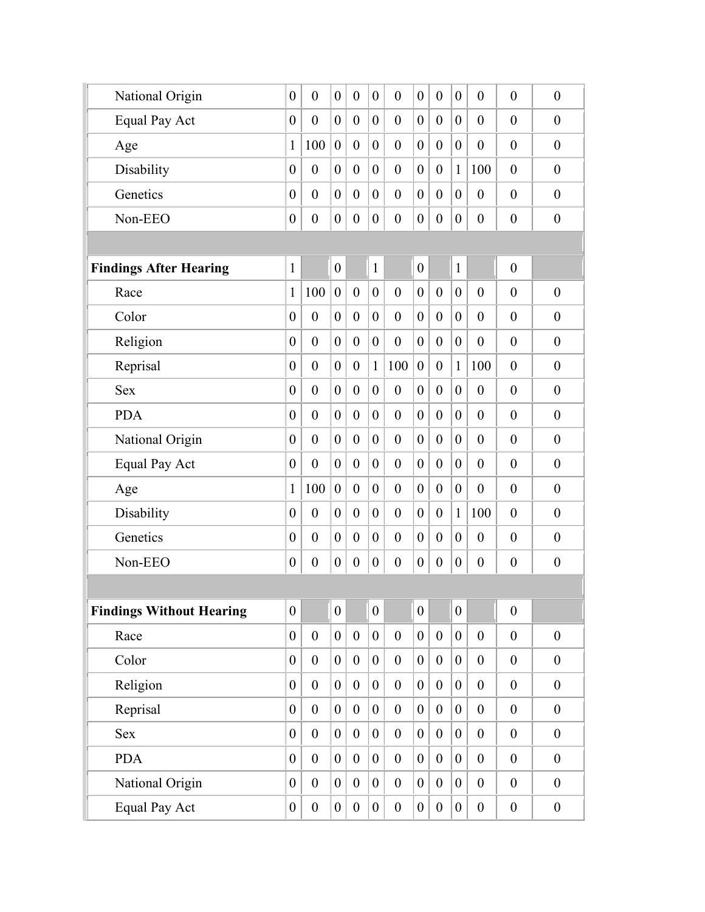| | | | | | | | | | | | | |
|---|---|---|---|---|---|---|---|---|---|---|---|---|
| National Origin | 0 | 0 | 0 | 0 | 0 | 0 | 0 | 0 | 0 | 0 | 0 | 0 |
| Equal Pay Act | 0 | 0 | 0 | 0 | 0 | 0 | 0 | 0 | 0 | 0 | 0 | 0 |
| Age | 1 | 100 | 0 | 0 | 0 | 0 | 0 | 0 | 0 | 0 | 0 | 0 |
| Disability | 0 | 0 | 0 | 0 | 0 | 0 | 0 | 0 | 1 | 100 | 0 | 0 |
| Genetics | 0 | 0 | 0 | 0 | 0 | 0 | 0 | 0 | 0 | 0 | 0 | 0 |
| Non-EEO | 0 | 0 | 0 | 0 | 0 | 0 | 0 | 0 | 0 | 0 | 0 | 0 |
| | | | | | | | | | | | | |
| **Findings After Hearing** | 1 | | 0 | | 1 | | 0 | | 1 | | 0 | |
| Race | 1 | 100 | 0 | 0 | 0 | 0 | 0 | 0 | 0 | 0 | 0 | 0 |
| Color | 0 | 0 | 0 | 0 | 0 | 0 | 0 | 0 | 0 | 0 | 0 | 0 |
| Religion | 0 | 0 | 0 | 0 | 0 | 0 | 0 | 0 | 0 | 0 | 0 | 0 |
| Reprisal | 0 | 0 | 0 | 0 | 1 | 100 | 0 | 0 | 1 | 100 | 0 | 0 |
| Sex | 0 | 0 | 0 | 0 | 0 | 0 | 0 | 0 | 0 | 0 | 0 | 0 |
| PDA | 0 | 0 | 0 | 0 | 0 | 0 | 0 | 0 | 0 | 0 | 0 | 0 |
| National Origin | 0 | 0 | 0 | 0 | 0 | 0 | 0 | 0 | 0 | 0 | 0 | 0 |
| Equal Pay Act | 0 | 0 | 0 | 0 | 0 | 0 | 0 | 0 | 0 | 0 | 0 | 0 |
| Age | 1 | 100 | 0 | 0 | 0 | 0 | 0 | 0 | 0 | 0 | 0 | 0 |
| Disability | 0 | 0 | 0 | 0 | 0 | 0 | 0 | 0 | 1 | 100 | 0 | 0 |
| Genetics | 0 | 0 | 0 | 0 | 0 | 0 | 0 | 0 | 0 | 0 | 0 | 0 |
| Non-EEO | 0 | 0 | 0 | 0 | 0 | 0 | 0 | 0 | 0 | 0 | 0 | 0 |
| | | | | | | | | | | | | |
| **Findings Without Hearing** | 0 | | 0 | | 0 | | 0 | | 0 | | 0 | |
| Race | 0 | 0 | 0 | 0 | 0 | 0 | 0 | 0 | 0 | 0 | 0 | 0 |
| Color | 0 | 0 | 0 | 0 | 0 | 0 | 0 | 0 | 0 | 0 | 0 | 0 |
| Religion | 0 | 0 | 0 | 0 | 0 | 0 | 0 | 0 | 0 | 0 | 0 | 0 |
| Reprisal | 0 | 0 | 0 | 0 | 0 | 0 | 0 | 0 | 0 | 0 | 0 | 0 |
| Sex | 0 | 0 | 0 | 0 | 0 | 0 | 0 | 0 | 0 | 0 | 0 | 0 |
| PDA | 0 | 0 | 0 | 0 | 0 | 0 | 0 | 0 | 0 | 0 | 0 | 0 |
| National Origin | 0 | 0 | 0 | 0 | 0 | 0 | 0 | 0 | 0 | 0 | 0 | 0 |
| Equal Pay Act | 0 | 0 | 0 | 0 | 0 | 0 | 0 | 0 | 0 | 0 | 0 | 0 |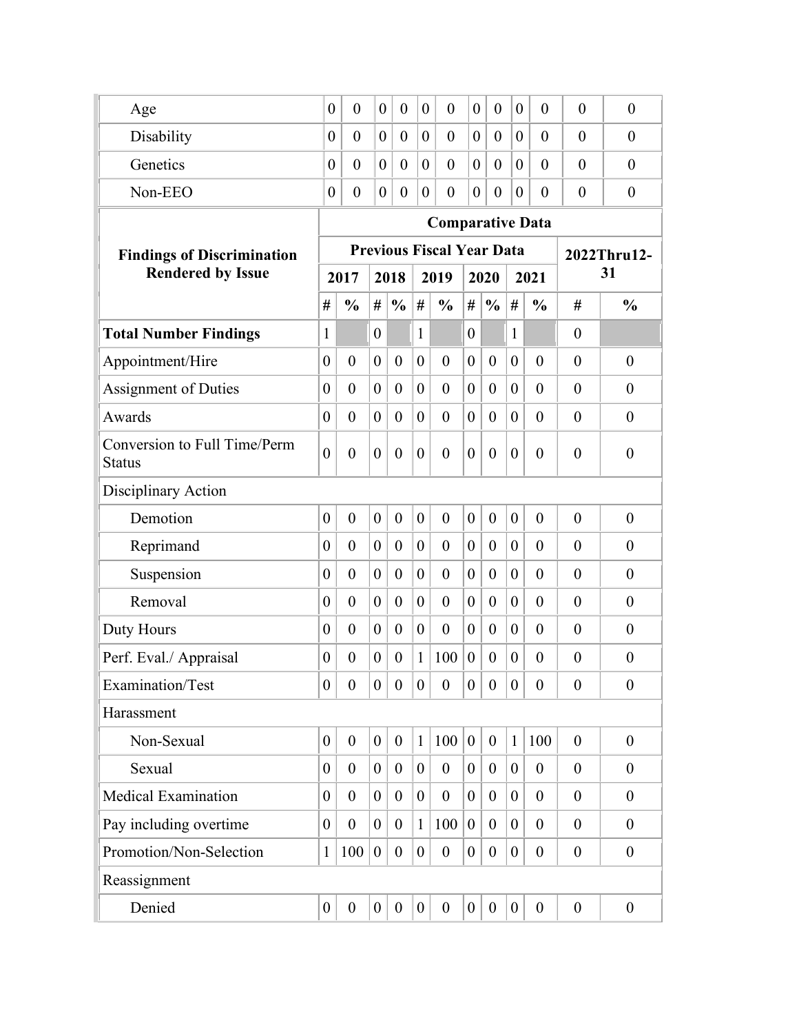| | | | | | | | | | | | | |
|---|---|---|---|---|---|---|---|---|---|---|---|---|
| Age | 0 | 0 | 0 | 0 | 0 | 0 | 0 | 0 | 0 | 0 | 0 | 0 |
| Disability | 0 | 0 | 0 | 0 | 0 | 0 | 0 | 0 | 0 | 0 | 0 | 0 |
| Genetics | 0 | 0 | 0 | 0 | 0 | 0 | 0 | 0 | 0 | 0 | 0 | 0 |
| Non-EEO | 0 | 0 | 0 | 0 | 0 | 0 | 0 | 0 | 0 | 0 | 0 | 0 |

| **Findings of Discrimination Rendered by Issue** | **Comparative Data** | | | | | | | | | | | |
|---|---|---|---|---|---|---|---|---|---|---|---|---|
| | **Previous Fiscal Year Data** | | | | | | | | | | **2022Thru12-31** | |
| | **2017** | | **2018** | | **2019** | | **2020** | | **2021** | | | |
| | **#** | **%** | **#** | **%** | **#** | **%** | **#** | **%** | **#** | **%** | **#** | **%** |
| **Total Number Findings** | 1 | | 0 | | 1 | | 0 | | 1 | | 0 | |
| Appointment/Hire | 0 | 0 | 0 | 0 | 0 | 0 | 0 | 0 | 0 | 0 | 0 | 0 |
| Assignment of Duties | 0 | 0 | 0 | 0 | 0 | 0 | 0 | 0 | 0 | 0 | 0 | 0 |
| Awards | 0 | 0 | 0 | 0 | 0 | 0 | 0 | 0 | 0 | 0 | 0 | 0 |
| Conversion to Full Time/Perm Status | 0 | 0 | 0 | 0 | 0 | 0 | 0 | 0 | 0 | 0 | 0 | 0 |
| Disciplinary Action | | | | | | | | | | | | |
| Demotion | 0 | 0 | 0 | 0 | 0 | 0 | 0 | 0 | 0 | 0 | 0 | 0 |
| Reprimand | 0 | 0 | 0 | 0 | 0 | 0 | 0 | 0 | 0 | 0 | 0 | 0 |
| Suspension | 0 | 0 | 0 | 0 | 0 | 0 | 0 | 0 | 0 | 0 | 0 | 0 |
| Removal | 0 | 0 | 0 | 0 | 0 | 0 | 0 | 0 | 0 | 0 | 0 | 0 |
| Duty Hours | 0 | 0 | 0 | 0 | 0 | 0 | 0 | 0 | 0 | 0 | 0 | 0 |
| Perf. Eval./ Appraisal | 0 | 0 | 0 | 0 | 1 | 100 | 0 | 0 | 0 | 0 | 0 | 0 |
| Examination/Test | 0 | 0 | 0 | 0 | 0 | 0 | 0 | 0 | 0 | 0 | 0 | 0 |
| Harassment | | | | | | | | | | | | |
| Non-Sexual | 0 | 0 | 0 | 0 | 1 | 100 | 0 | 0 | 1 | 100 | 0 | 0 |
| Sexual | 0 | 0 | 0 | 0 | 0 | 0 | 0 | 0 | 0 | 0 | 0 | 0 |
| Medical Examination | 0 | 0 | 0 | 0 | 0 | 0 | 0 | 0 | 0 | 0 | 0 | 0 |
| Pay including overtime | 0 | 0 | 0 | 0 | 1 | 100 | 0 | 0 | 0 | 0 | 0 | 0 |
| Promotion/Non-Selection | 1 | 100 | 0 | 0 | 0 | 0 | 0 | 0 | 0 | 0 | 0 | 0 |
| Reassignment | | | | | | | | | | | | |
| Denied | 0 | 0 | 0 | 0 | 0 | 0 | 0 | 0 | 0 | 0 | 0 | 0 |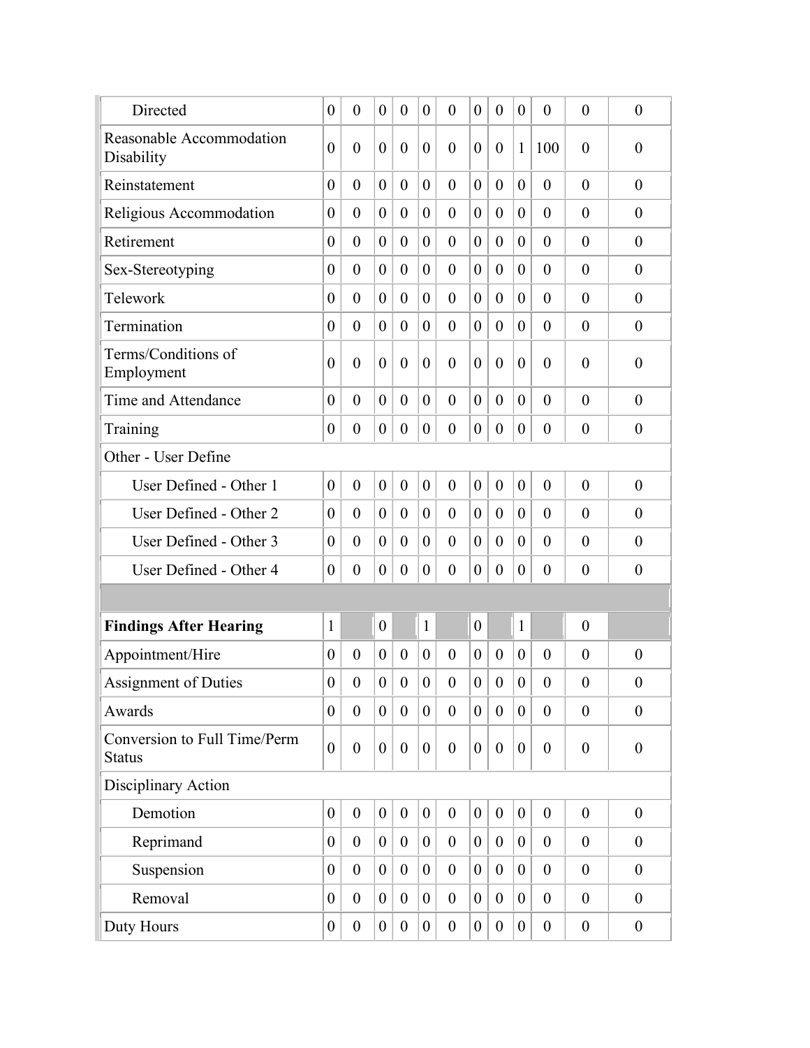| | | | | | | | | | | | | |
|---|---|---|---|---|---|---|---|---|---|---|---|---|
| Directed | 0 | 0 | 0 | 0 | 0 | 0 | 0 | 0 | 0 | 0 | 0 | 0 |
| Reasonable Accommodation Disability | 0 | 0 | 0 | 0 | 0 | 0 | 0 | 0 | 1 | 100 | 0 | 0 |
| Reinstatement | 0 | 0 | 0 | 0 | 0 | 0 | 0 | 0 | 0 | 0 | 0 | 0 |
| Religious Accommodation | 0 | 0 | 0 | 0 | 0 | 0 | 0 | 0 | 0 | 0 | 0 | 0 |
| Retirement | 0 | 0 | 0 | 0 | 0 | 0 | 0 | 0 | 0 | 0 | 0 | 0 |
| Sex-Stereotyping | 0 | 0 | 0 | 0 | 0 | 0 | 0 | 0 | 0 | 0 | 0 | 0 |
| Telework | 0 | 0 | 0 | 0 | 0 | 0 | 0 | 0 | 0 | 0 | 0 | 0 |
| Termination | 0 | 0 | 0 | 0 | 0 | 0 | 0 | 0 | 0 | 0 | 0 | 0 |
| Terms/Conditions of Employment | 0 | 0 | 0 | 0 | 0 | 0 | 0 | 0 | 0 | 0 | 0 | 0 |
| Time and Attendance | 0 | 0 | 0 | 0 | 0 | 0 | 0 | 0 | 0 | 0 | 0 | 0 |
| Training | 0 | 0 | 0 | 0 | 0 | 0 | 0 | 0 | 0 | 0 | 0 | 0 |
| Other - User Define | | | | | | | | | | | | |
| User Defined - Other 1 | 0 | 0 | 0 | 0 | 0 | 0 | 0 | 0 | 0 | 0 | 0 | 0 |
| User Defined - Other 2 | 0 | 0 | 0 | 0 | 0 | 0 | 0 | 0 | 0 | 0 | 0 | 0 |
| User Defined - Other 3 | 0 | 0 | 0 | 0 | 0 | 0 | 0 | 0 | 0 | 0 | 0 | 0 |
| User Defined - Other 4 | 0 | 0 | 0 | 0 | 0 | 0 | 0 | 0 | 0 | 0 | 0 | 0 |
| | | | | | | | | | | | | |
| **Findings After Hearing** | 1 | | 0 | | 1 | | 0 | | 1 | | 0 | |
| Appointment/Hire | 0 | 0 | 0 | 0 | 0 | 0 | 0 | 0 | 0 | 0 | 0 | 0 |
| Assignment of Duties | 0 | 0 | 0 | 0 | 0 | 0 | 0 | 0 | 0 | 0 | 0 | 0 |
| Awards | 0 | 0 | 0 | 0 | 0 | 0 | 0 | 0 | 0 | 0 | 0 | 0 |
| Conversion to Full Time/Perm Status | 0 | 0 | 0 | 0 | 0 | 0 | 0 | 0 | 0 | 0 | 0 | 0 |
| Disciplinary Action | | | | | | | | | | | | |
| Demotion | 0 | 0 | 0 | 0 | 0 | 0 | 0 | 0 | 0 | 0 | 0 | 0 |
| Reprimand | 0 | 0 | 0 | 0 | 0 | 0 | 0 | 0 | 0 | 0 | 0 | 0 |
| Suspension | 0 | 0 | 0 | 0 | 0 | 0 | 0 | 0 | 0 | 0 | 0 | 0 |
| Removal | 0 | 0 | 0 | 0 | 0 | 0 | 0 | 0 | 0 | 0 | 0 | 0 |
| Duty Hours | 0 | 0 | 0 | 0 | 0 | 0 | 0 | 0 | 0 | 0 | 0 | 0 |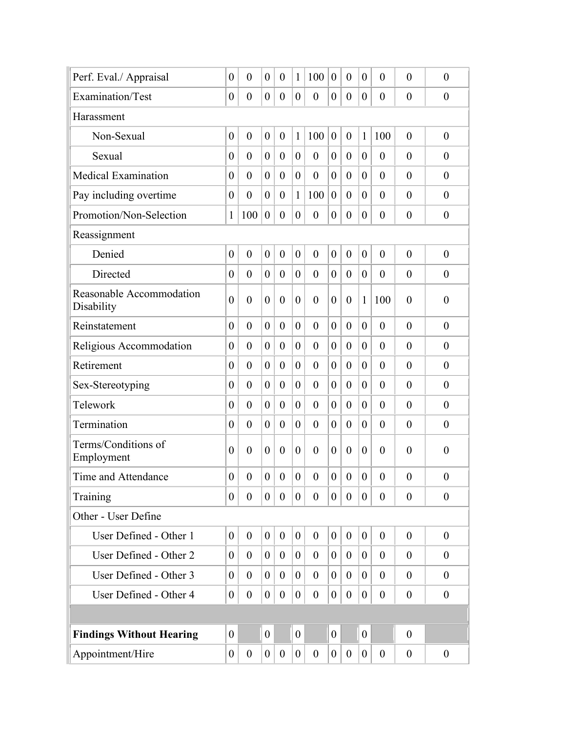| | | | | | | | | | | | | |
|---|---|---|---|---|---|---|---|---|---|---|---|---|
| Perf. Eval./ Appraisal | 0 | 0 | 0 | 0 | 1 | 100 | 0 | 0 | 0 | 0 | 0 | 0 |
| Examination/Test | 0 | 0 | 0 | 0 | 0 | 0 | 0 | 0 | 0 | 0 | 0 | 0 |
| Harassment | | | | | | | | | | | | |
| Non-Sexual | 0 | 0 | 0 | 0 | 1 | 100 | 0 | 0 | 1 | 100 | 0 | 0 |
| Sexual | 0 | 0 | 0 | 0 | 0 | 0 | 0 | 0 | 0 | 0 | 0 | 0 |
| Medical Examination | 0 | 0 | 0 | 0 | 0 | 0 | 0 | 0 | 0 | 0 | 0 | 0 |
| Pay including overtime | 0 | 0 | 0 | 0 | 1 | 100 | 0 | 0 | 0 | 0 | 0 | 0 |
| Promotion/Non-Selection | 1 | 100 | 0 | 0 | 0 | 0 | 0 | 0 | 0 | 0 | 0 | 0 |
| Reassignment | | | | | | | | | | | | |
| Denied | 0 | 0 | 0 | 0 | 0 | 0 | 0 | 0 | 0 | 0 | 0 | 0 |
| Directed | 0 | 0 | 0 | 0 | 0 | 0 | 0 | 0 | 0 | 0 | 0 | 0 |
| Reasonable Accommodation Disability | 0 | 0 | 0 | 0 | 0 | 0 | 0 | 0 | 1 | 100 | 0 | 0 |
| Reinstatement | 0 | 0 | 0 | 0 | 0 | 0 | 0 | 0 | 0 | 0 | 0 | 0 |
| Religious Accommodation | 0 | 0 | 0 | 0 | 0 | 0 | 0 | 0 | 0 | 0 | 0 | 0 |
| Retirement | 0 | 0 | 0 | 0 | 0 | 0 | 0 | 0 | 0 | 0 | 0 | 0 |
| Sex-Stereotyping | 0 | 0 | 0 | 0 | 0 | 0 | 0 | 0 | 0 | 0 | 0 | 0 |
| Telework | 0 | 0 | 0 | 0 | 0 | 0 | 0 | 0 | 0 | 0 | 0 | 0 |
| Termination | 0 | 0 | 0 | 0 | 0 | 0 | 0 | 0 | 0 | 0 | 0 | 0 |
| Terms/Conditions of Employment | 0 | 0 | 0 | 0 | 0 | 0 | 0 | 0 | 0 | 0 | 0 | 0 |
| Time and Attendance | 0 | 0 | 0 | 0 | 0 | 0 | 0 | 0 | 0 | 0 | 0 | 0 |
| Training | 0 | 0 | 0 | 0 | 0 | 0 | 0 | 0 | 0 | 0 | 0 | 0 |
| Other - User Define | | | | | | | | | | | | |
| User Defined - Other 1 | 0 | 0 | 0 | 0 | 0 | 0 | 0 | 0 | 0 | 0 | 0 | 0 |
| User Defined - Other 2 | 0 | 0 | 0 | 0 | 0 | 0 | 0 | 0 | 0 | 0 | 0 | 0 |
| User Defined - Other 3 | 0 | 0 | 0 | 0 | 0 | 0 | 0 | 0 | 0 | 0 | 0 | 0 |
| User Defined - Other 4 | 0 | 0 | 0 | 0 | 0 | 0 | 0 | 0 | 0 | 0 | 0 | 0 |
| | | | | | | | | | | | | |
| **Findings Without Hearing** | 0 | | 0 | | 0 | | 0 | | 0 | | 0 | |
| Appointment/Hire | 0 | 0 | 0 | 0 | 0 | 0 | 0 | 0 | 0 | 0 | 0 | 0 |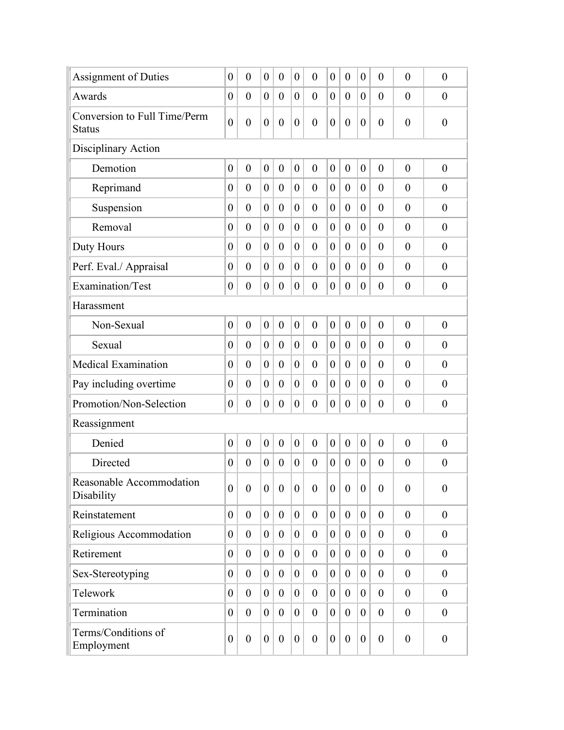| | | | | | | | | | | | | |
|---|---|---|---|---|---|---|---|---|---|---|---|---|
| Assignment of Duties | 0 | 0 | 0 | 0 | 0 | 0 | 0 | 0 | 0 | 0 | 0 | 0 |
| Awards | 0 | 0 | 0 | 0 | 0 | 0 | 0 | 0 | 0 | 0 | 0 | 0 |
| Conversion to Full Time/Perm Status | 0 | 0 | 0 | 0 | 0 | 0 | 0 | 0 | 0 | 0 | 0 | 0 |
| Disciplinary Action | | | | | | | | | | | | |
| Demotion | 0 | 0 | 0 | 0 | 0 | 0 | 0 | 0 | 0 | 0 | 0 | 0 |
| Reprimand | 0 | 0 | 0 | 0 | 0 | 0 | 0 | 0 | 0 | 0 | 0 | 0 |
| Suspension | 0 | 0 | 0 | 0 | 0 | 0 | 0 | 0 | 0 | 0 | 0 | 0 |
| Removal | 0 | 0 | 0 | 0 | 0 | 0 | 0 | 0 | 0 | 0 | 0 | 0 |
| Duty Hours | 0 | 0 | 0 | 0 | 0 | 0 | 0 | 0 | 0 | 0 | 0 | 0 |
| Perf. Eval./ Appraisal | 0 | 0 | 0 | 0 | 0 | 0 | 0 | 0 | 0 | 0 | 0 | 0 |
| Examination/Test | 0 | 0 | 0 | 0 | 0 | 0 | 0 | 0 | 0 | 0 | 0 | 0 |
| Harassment | | | | | | | | | | | | |
| Non-Sexual | 0 | 0 | 0 | 0 | 0 | 0 | 0 | 0 | 0 | 0 | 0 | 0 |
| Sexual | 0 | 0 | 0 | 0 | 0 | 0 | 0 | 0 | 0 | 0 | 0 | 0 |
| Medical Examination | 0 | 0 | 0 | 0 | 0 | 0 | 0 | 0 | 0 | 0 | 0 | 0 |
| Pay including overtime | 0 | 0 | 0 | 0 | 0 | 0 | 0 | 0 | 0 | 0 | 0 | 0 |
| Promotion/Non-Selection | 0 | 0 | 0 | 0 | 0 | 0 | 0 | 0 | 0 | 0 | 0 | 0 |
| Reassignment | | | | | | | | | | | | |
| Denied | 0 | 0 | 0 | 0 | 0 | 0 | 0 | 0 | 0 | 0 | 0 | 0 |
| Directed | 0 | 0 | 0 | 0 | 0 | 0 | 0 | 0 | 0 | 0 | 0 | 0 |
| Reasonable Accommodation Disability | 0 | 0 | 0 | 0 | 0 | 0 | 0 | 0 | 0 | 0 | 0 | 0 |
| Reinstatement | 0 | 0 | 0 | 0 | 0 | 0 | 0 | 0 | 0 | 0 | 0 | 0 |
| Religious Accommodation | 0 | 0 | 0 | 0 | 0 | 0 | 0 | 0 | 0 | 0 | 0 | 0 |
| Retirement | 0 | 0 | 0 | 0 | 0 | 0 | 0 | 0 | 0 | 0 | 0 | 0 |
| Sex-Stereotyping | 0 | 0 | 0 | 0 | 0 | 0 | 0 | 0 | 0 | 0 | 0 | 0 |
| Telework | 0 | 0 | 0 | 0 | 0 | 0 | 0 | 0 | 0 | 0 | 0 | 0 |
| Termination | 0 | 0 | 0 | 0 | 0 | 0 | 0 | 0 | 0 | 0 | 0 | 0 |
| Terms/Conditions of Employment | 0 | 0 | 0 | 0 | 0 | 0 | 0 | 0 | 0 | 0 | 0 | 0 |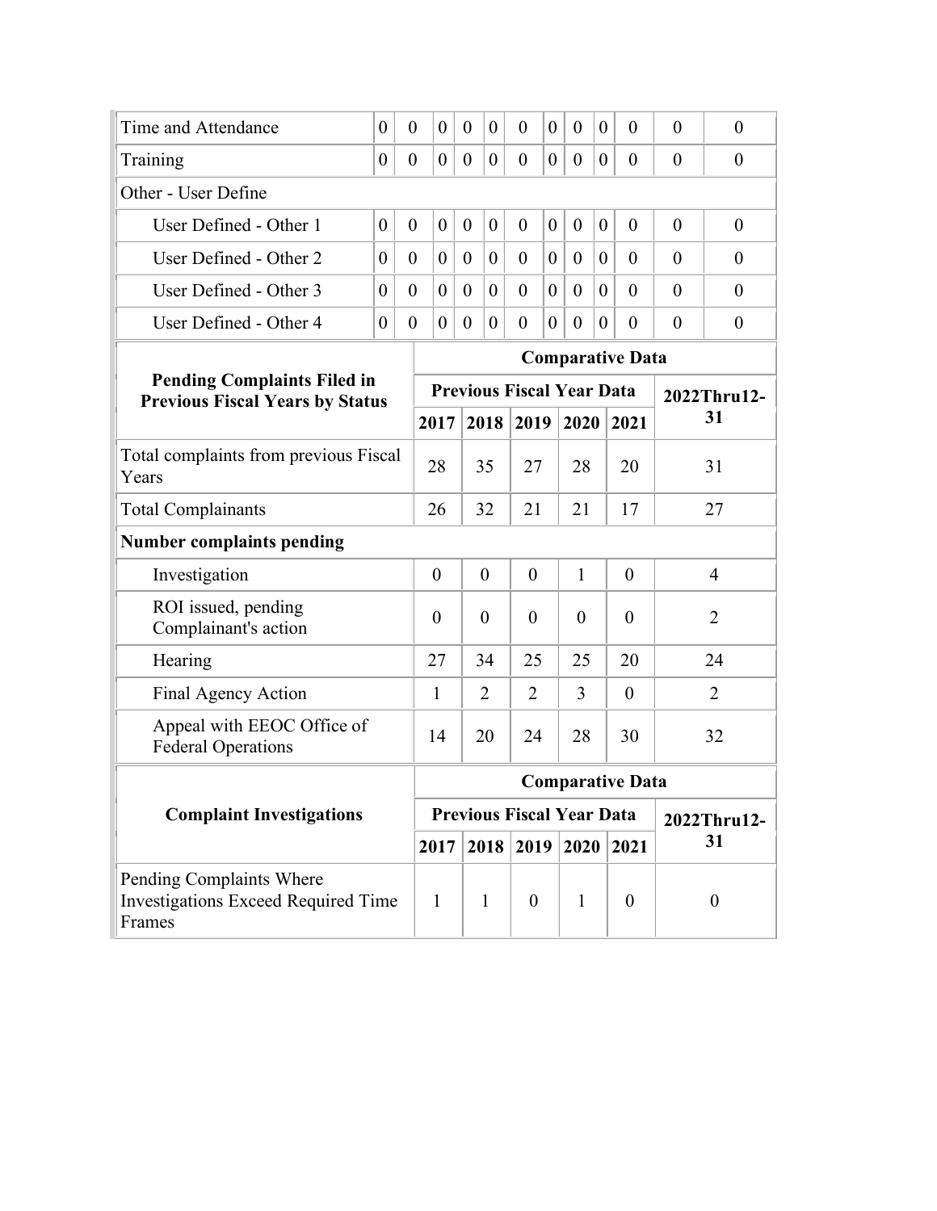| | | | | | | | | | | | | |
|---|---|---|---|---|---|---|---|---|---|---|---|---|
| Time and Attendance | 0 | 0 | 0 | 0 | 0 | 0 | 0 | 0 | 0 | 0 | 0 | 0 |
| Training | 0 | 0 | 0 | 0 | 0 | 0 | 0 | 0 | 0 | 0 | 0 | 0 |
| Other - User Define | | | | | | | | | | | | |
| User Defined - Other 1 | 0 | 0 | 0 | 0 | 0 | 0 | 0 | 0 | 0 | 0 | 0 | 0 |
| User Defined - Other 2 | 0 | 0 | 0 | 0 | 0 | 0 | 0 | 0 | 0 | 0 | 0 | 0 |
| User Defined - Other 3 | 0 | 0 | 0 | 0 | 0 | 0 | 0 | 0 | 0 | 0 | 0 | 0 |
| User Defined - Other 4 | 0 | 0 | 0 | 0 | 0 | 0 | 0 | 0 | 0 | 0 | 0 | 0 |

| Pending Complaints Filed in Previous Fiscal Years by Status | Comparative Data | | | | | |
|---|---|---|---|---|---|---|
| | Previous Fiscal Year Data | | | | | 2022Thru12-31 |
| | 2017 | 2018 | 2019 | 2020 | 2021 | |
| Total complaints from previous Fiscal Years | 28 | 35 | 27 | 28 | 20 | 31 |
| Total Complainants | 26 | 32 | 21 | 21 | 17 | 27 |
| **Number complaints pending** | | | | | | |
| Investigation | 0 | 0 | 0 | 1 | 0 | 4 |
| ROI issued, pending Complainant's action | 0 | 0 | 0 | 0 | 0 | 2 |
| Hearing | 27 | 34 | 25 | 25 | 20 | 24 |
| Final Agency Action | 1 | 2 | 2 | 3 | 0 | 2 |
| Appeal with EEOC Office of Federal Operations | 14 | 20 | 24 | 28 | 30 | 32 |

| Complaint Investigations | Comparative Data | | | | | |
|---|---|---|---|---|---|---|
| | Previous Fiscal Year Data | | | | | 2022Thru12-31 |
| | 2017 | 2018 | 2019 | 2020 | 2021 | |
| Pending Complaints Where Investigations Exceed Required Time Frames | 1 | 1 | 0 | 1 | 0 | 0 |